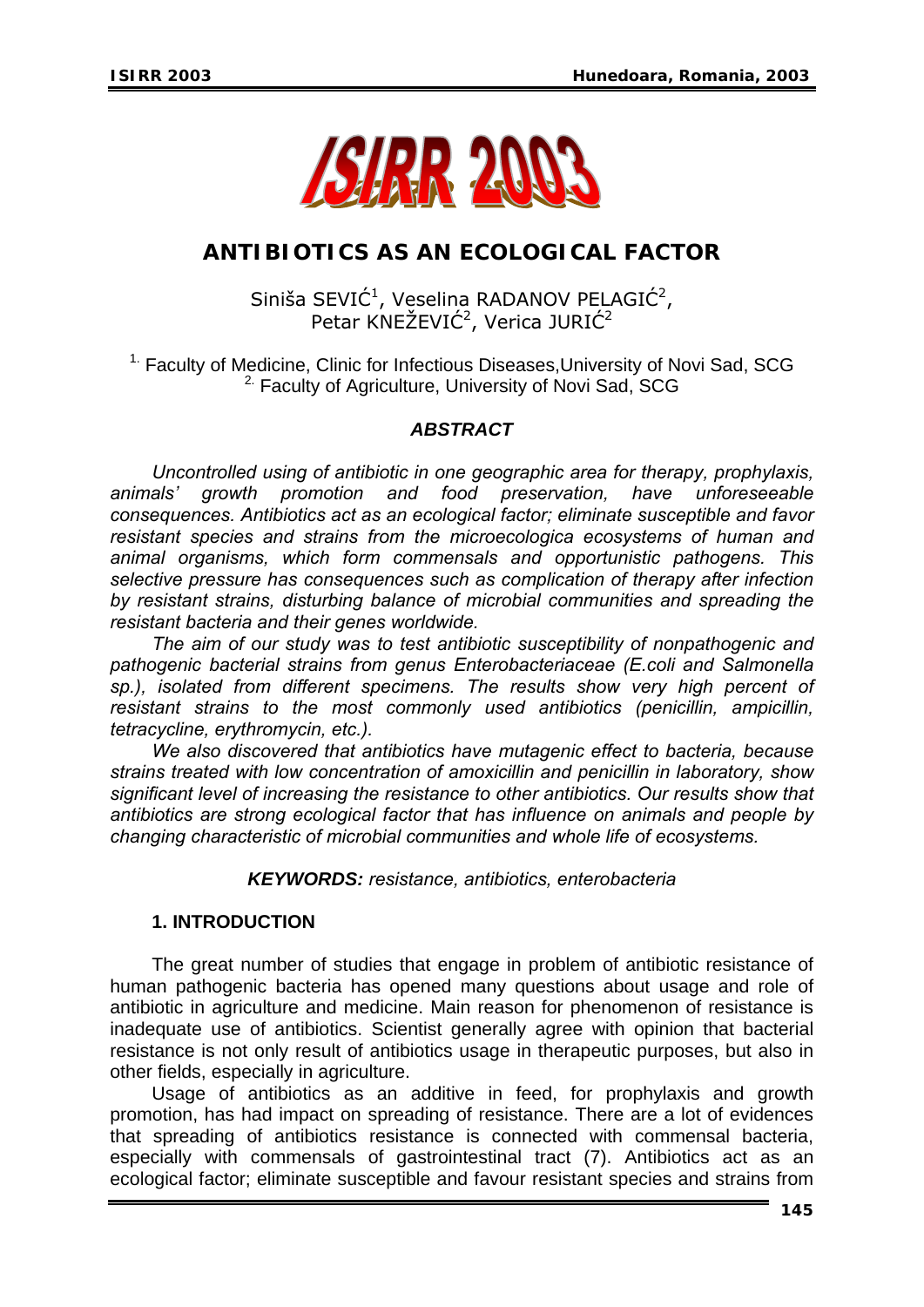# ANTIBIOTICS AS AN ECOLOGICAL FACTOR

Siniša SEVIĆ[1], Veselina RADANOV PELAGIĆ[2], Petar KNEŽEVIĆ[2], Verica JURIĆ[2]

[1.] Faculty of Medicine, Clinic for Infectious Diseases,University of Novi Sad, SCG
[2.] Faculty of Agriculture, University of Novi Sad, SCG

### *ABSTRACT*

*Uncontrolled using of antibiotic in one geographic area for therapy, prophylaxis, animals' growth promotion and food preservation, have unforeseeable consequences. Antibiotics act as an ecological factor; eliminate susceptible and favor resistant species and strains from the microecologica ecosystems of human and animal organisms, which form commensals and opportunistic pathogens. This selective pressure has consequences such as complication of therapy after infection by resistant strains, disturbing balance of microbial communities and spreading the resistant bacteria and their genes worldwide.*

*The aim of our study was to test antibiotic susceptibility of nonpathogenic and pathogenic bacterial strains from genus Enterobacteriaceae (E.coli and Salmonella sp.), isolated from different specimens. The results show very high percent of resistant strains to the most commonly used antibiotics (penicillin, ampicillin, tetracycline, erythromycin, etc.).*

*We also discovered that antibiotics have mutagenic effect to bacteria, because strains treated with low concentration of amoxicillin and penicillin in laboratory, show significant level of increasing the resistance to other antibiotics. Our results show that antibiotics are strong ecological factor that has influence on animals and people by changing characteristic of microbial communities and whole life of ecosystems.*

***KEYWORDS:*** *resistance, antibiotics, enterobacteria*

## 1. INTRODUCTION

The great number of studies that engage in problem of antibiotic resistance of human pathogenic bacteria has opened many questions about usage and role of antibiotic in agriculture and medicine. Main reason for phenomenon of resistance is inadequate use of antibiotics. Scientist generally agree with opinion that bacterial resistance is not only result of antibiotics usage in therapeutic purposes, but also in other fields, especially in agriculture.

Usage of antibiotics as an additive in feed, for prophylaxis and growth promotion, has had impact on spreading of resistance. There are a lot of evidences that spreading of antibiotics resistance is connected with commensal bacteria, especially with commensals of gastrointestinal tract (7). Antibiotics act as an ecological factor; eliminate susceptible and favour resistant species and strains from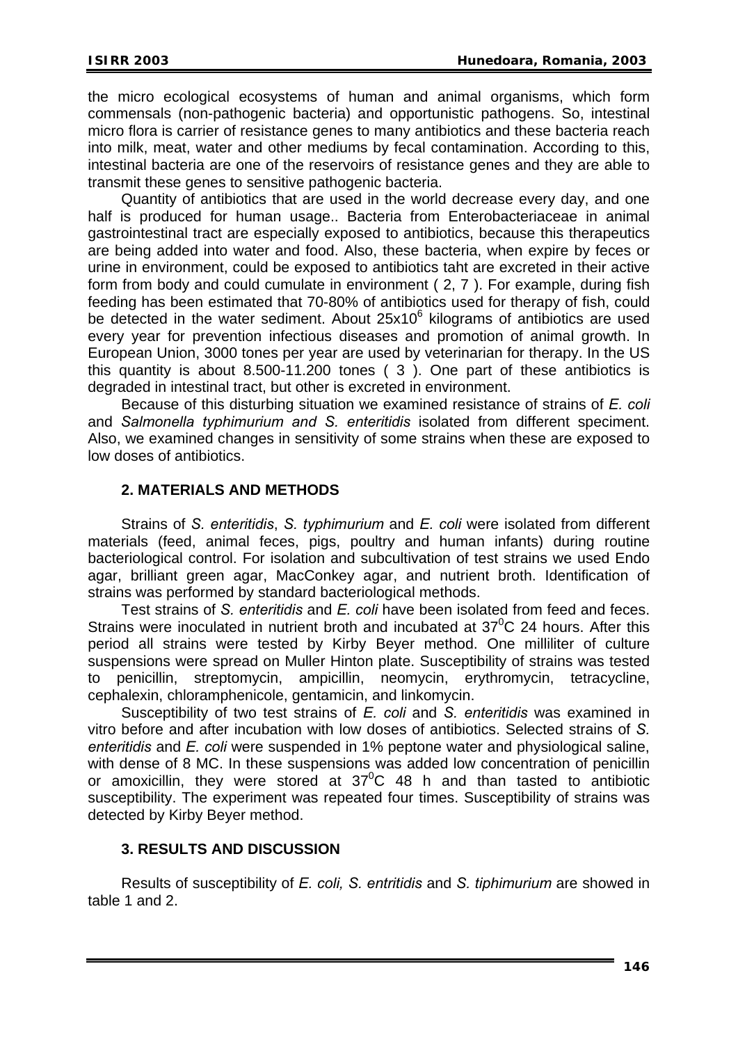the micro ecological ecosystems of human and animal organisms, which form commensals (non-pathogenic bacteria) and opportunistic pathogens. So, intestinal micro flora is carrier of resistance genes to many antibiotics and these bacteria reach into milk, meat, water and other mediums by fecal contamination. According to this, intestinal bacteria are one of the reservoirs of resistance genes and they are able to transmit these genes to sensitive pathogenic bacteria.

Quantity of antibiotics that are used in the world decrease every day, and one half is produced for human usage.. Bacteria from Enterobacteriaceae in animal gastrointestinal tract are especially exposed to antibiotics, because this therapeutics are being added into water and food. Also, these bacteria, when expire by feces or urine in environment, could be exposed to antibiotics taht are excreted in their active form from body and could cumulate in environment ( 2, 7 ). For example, during fish feeding has been estimated that 70-80% of antibiotics used for therapy of fish, could be detected in the water sediment. About $25x10^6$ kilograms of antibiotics are used every year for prevention infectious diseases and promotion of animal growth. In European Union, 3000 tones per year are used by veterinarian for therapy. In the US this quantity is about 8.500-11.200 tones ( 3 ). One part of these antibiotics is degraded in intestinal tract, but other is excreted in environment.

Because of this disturbing situation we examined resistance of strains of *E. coli* and *Salmonella typhimurium and S. enteritidis* isolated from different speciment. Also, we examined changes in sensitivity of some strains when these are exposed to low doses of antibiotics.

## 2. MATERIALS AND METHODS

Strains of *S. enteritidis*, *S. typhimurium* and *E. coli* were isolated from different materials (feed, animal feces, pigs, poultry and human infants) during routine bacteriological control. For isolation and subcultivation of test strains we used Endo agar, brilliant green agar, MacConkey agar, and nutrient broth. Identification of strains was performed by standard bacteriological methods.

Test strains of *S. enteritidis* and *E. coli* have been isolated from feed and feces. Strains were inoculated in nutrient broth and incubated at $37^0$C 24 hours. After this period all strains were tested by Kirby Beyer method. One milliliter of culture suspensions were spread on Muller Hinton plate. Susceptibility of strains was tested to penicillin, streptomycin, ampicillin, neomycin, erythromycin, tetracycline, cephalexin, chloramphenicole, gentamicin, and linkomycin.

Susceptibility of two test strains of *E. coli* and *S. enteritidis* was examined in vitro before and after incubation with low doses of antibiotics. Selected strains of *S. enteritidis* and *E. coli* were suspended in 1% peptone water and physiological saline, with dense of 8 MC. In these suspensions was added low concentration of penicillin or amoxicillin, they were stored at $37^0$C 48 h and than tasted to antibiotic susceptibility. The experiment was repeated four times. Susceptibility of strains was detected by Kirby Beyer method.

## 3. RESULTS AND DISCUSSION

Results of susceptibility of *E. coli, S. entritidis* and *S. tiphimurium* are showed in table 1 and 2.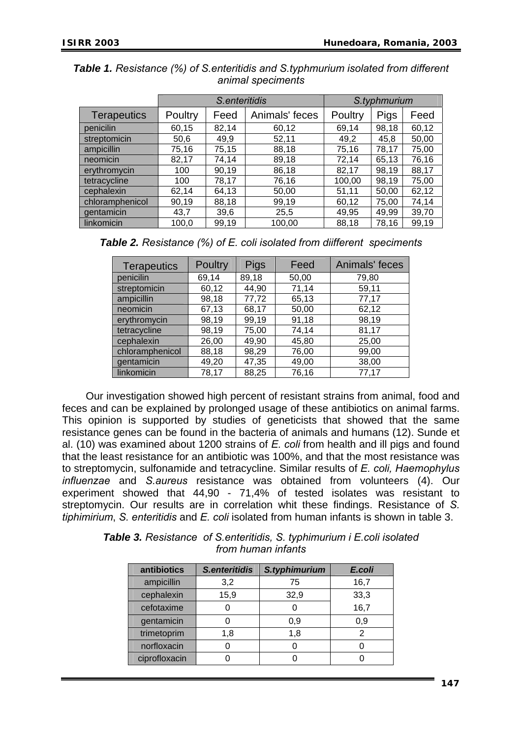***Table 1.*** *Resistance (%) of S.enteritidis and S.typhmurium isolated from different animal speciments*

| | *S.enteritidis* | | | *S.typhmurium* | | |
|---|---|---|---|---|---|---|
| Terapeutics | Poultry | Feed | Animals' feces | Poultry | Pigs | Feed |
| penicilin | 60,15 | 82,14 | 60,12 | 69,14 | 98,18 | 60,12 |
| streptomicin | 50,6 | 49,9 | 52,11 | 49,2 | 45,8 | 50,00 |
| ampicillin | 75,16 | 75,15 | 88,18 | 75,16 | 78,17 | 75,00 |
| neomicin | 82,17 | 74,14 | 89,18 | 72,14 | 65,13 | 76,16 |
| erythromycin | 100 | 90,19 | 86,18 | 82,17 | 98,19 | 88,17 |
| tetracycline | 100 | 78,17 | 76,16 | 100,00 | 98,19 | 75,00 |
| cephalexin | 62,14 | 64,13 | 50,00 | 51,11 | 50,00 | 62,12 |
| chloramphenicol | 90,19 | 88,18 | 99,19 | 60,12 | 75,00 | 74,14 |
| gentamicin | 43,7 | 39,6 | 25,5 | 49,95 | 49,99 | 39,70 |
| linkomicin | 100,0 | 99,19 | 100,00 | 88,18 | 78,16 | 99,19 |

***Table 2.*** *Resistance (%) of E. coli isolated from diifferent speciments*

| Terapeutics | Poultry | Pigs | Feed | Animals' feces |
|---|---|---|---|---|
| penicilin | 69,14 | 89,18 | 50,00 | 79,80 |
| streptomicin | 60,12 | 44,90 | 71,14 | 59,11 |
| ampicillin | 98,18 | 77,72 | 65,13 | 77,17 |
| neomicin | 67,13 | 68,17 | 50,00 | 62,12 |
| erythromycin | 98,19 | 99,19 | 91,18 | 98,19 |
| tetracycline | 98,19 | 75,00 | 74,14 | 81,17 |
| cephalexin | 26,00 | 49,90 | 45,80 | 25,00 |
| chloramphenicol | 88,18 | 98,29 | 76,00 | 99,00 |
| gentamicin | 49,20 | 47,35 | 49,00 | 38,00 |
| linkomicin | 78,17 | 88,25 | 76,16 | 77,17 |

Our investigation showed high percent of resistant strains from animal, food and feces and can be explained by prolonged usage of these antibiotics on animal farms. This opinion is supported by studies of geneticists that showed that the same resistance genes can be found in the bacteria of animals and humans (12). Sunde et al. (10) was examined about 1200 strains of *E. coli* from health and ill pigs and found that the least resistance for an antibiotic was 100%, and that the most resistance was to streptomycin, sulfonamide and tetracycline. Similar results of *E. coli, Haemophylus influenzae* and *S.aureus* resistance was obtained from volunteers (4). Our experiment showed that 44,90 - 71,4% of tested isolates was resistant to streptomycin. Our results are in correlation whit these findings. Resistance of *S. tiphimirium*, *S. enteritidis* and *E. coli* isolated from human infants is shown in table 3.

***Table 3.*** *Resistance of S.enteritidis, S. typhimurium i E.coli isolated from human infants*

| **antibiotics** | ***S.enteritidis*** | ***S.typhimurium*** | ***E.coli*** |
|---|---|---|---|
| ampicillin | 3,2 | 75 | 16,7 |
| cephalexin | 15,9 | 32,9 | 33,3 |
| cefotaxime | 0 | 0 | 16,7 |
| gentamicin | 0 | 0,9 | 0,9 |
| trimetoprim | 1,8 | 1,8 | 2 |
| norfloxacin | 0 | 0 | 0 |
| ciprofloxacin | 0 | 0 | 0 |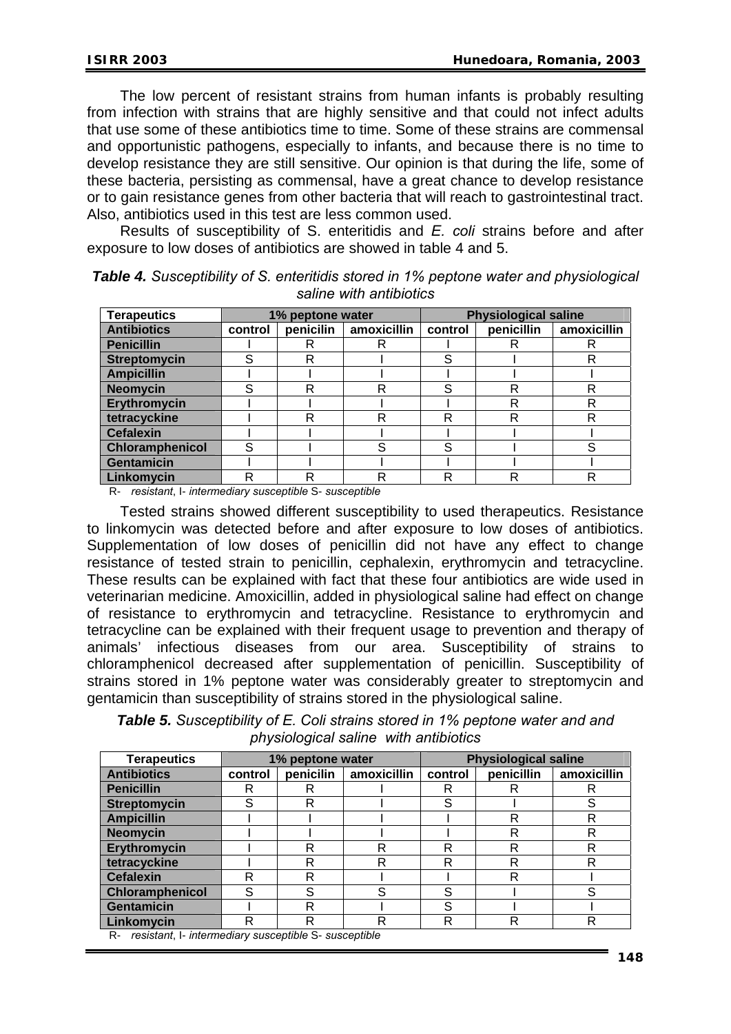The low percent of resistant strains from human infants is probably resulting from infection with strains that are highly sensitive and that could not infect adults that use some of these antibiotics time to time. Some of these strains are commensal and opportunistic pathogens, especially to infants, and because there is no time to develop resistance they are still sensitive. Our opinion is that during the life, some of these bacteria, persisting as commensal, have a great chance to develop resistance or to gain resistance genes from other bacteria that will reach to gastrointestinal tract. Also, antibiotics used in this test are less common used.

Results of susceptibility of S. enteritidis and *E. coli* strains before and after exposure to low doses of antibiotics are showed in table 4 and 5.

***Table 4.*** *Susceptibility of S. enteritidis stored in 1% peptone water and physiological saline with antibiotics*

| Terapeutics | 1% peptone water | | | Physiological saline | | |
|---|---|---|---|---|---|---|
| Antibiotics | control | penicilin | amoxicillin | control | penicillin | amoxicillin |
| Penicillin | I | R | R | I | R | R |
| Streptomycin | S | R | I | S | I | R |
| Ampicillin | I | I | I | I | I | I |
| Neomycin | S | R | R | S | R | R |
| Erythromycin | I | I | I | I | R | R |
| tetracyckine | I | R | R | R | R | R |
| Cefalexin | I | I | I | I | I | I |
| Chloramphenicol | S | I | S | S | I | S |
| Gentamicin | I | I | I | I | I | I |
| Linkomycin | R | R | R | R | R | R |

R- *resistant*, I- *intermediary susceptible* S- *susceptible*

Tested strains showed different susceptibility to used therapeutics. Resistance to linkomycin was detected before and after exposure to low doses of antibiotics. Supplementation of low doses of penicillin did not have any effect to change resistance of tested strain to penicillin, cephalexin, erythromycin and tetracycline. These results can be explained with fact that these four antibiotics are wide used in veterinarian medicine. Amoxicillin, added in physiological saline had effect on change of resistance to erythromycin and tetracycline. Resistance to erythromycin and tetracycline can be explained with their frequent usage to prevention and therapy of animals' infectious diseases from our area. Susceptibility of strains to chloramphenicol decreased after supplementation of penicillin. Susceptibility of strains stored in 1% peptone water was considerably greater to streptomycin and gentamicin than susceptibility of strains stored in the physiological saline.

***Table 5.*** *Susceptibility of E. Coli strains stored in 1% peptone water and and physiological saline with antibiotics*

| Terapeutics | 1% peptone water | | | Physiological saline | | |
|---|---|---|---|---|---|---|
| Antibiotics | control | penicilin | amoxicillin | control | penicillin | amoxicillin |
| Penicillin | R | R | I | R | R | R |
| Streptomycin | S | R | I | S | I | S |
| Ampicillin | I | I | I | I | R | R |
| Neomycin | I | I | I | I | R | R |
| Erythromycin | I | R | R | R | R | R |
| tetracyckine | I | R | R | R | R | R |
| Cefalexin | R | R | I | I | R | I |
| Chloramphenicol | S | S | S | S | I | S |
| Gentamicin | I | R | I | S | I | I |
| Linkomycin | R | R | R | R | R | R |

R- *resistant*, I- *intermediary susceptible* S- *susceptible*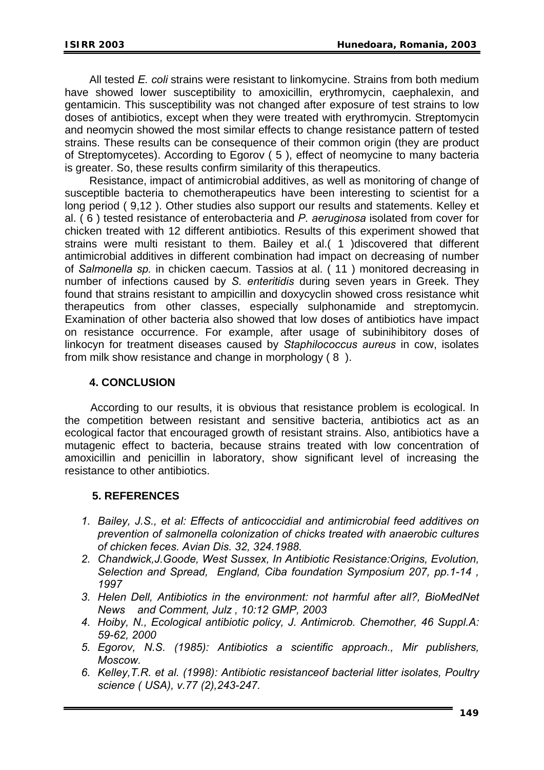All tested *E. coli* strains were resistant to linkomycine. Strains from both medium have showed lower susceptibility to amoxicillin, erythromycin, caephalexin, and gentamicin. This susceptibility was not changed after exposure of test strains to low doses of antibiotics, except when they were treated with erythromycin. Streptomycin and neomycin showed the most similar effects to change resistance pattern of tested strains. These results can be consequence of their common origin (they are product of Streptomycetes). According to Egorov ( 5 ), effect of neomycine to many bacteria is greater. So, these results confirm similarity of this therapeutics.

Resistance, impact of antimicrobial additives, as well as monitoring of change of susceptible bacteria to chemotherapeutics have been interesting to scientist for a long period ( 9,12 ). Other studies also support our results and statements. Kelley et al. ( 6 ) tested resistance of enterobacteria and *P. aeruginosa* isolated from cover for chicken treated with 12 different antibiotics. Results of this experiment showed that strains were multi resistant to them. Bailey et al.( 1 )discovered that different antimicrobial additives in different combination had impact on decreasing of number of *Salmonella sp.* in chicken caecum. Tassios at al. ( 11 ) monitored decreasing in number of infections caused by *S. enteritidis* during seven years in Greek. They found that strains resistant to ampicillin and doxycyclin showed cross resistance whit therapeutics from other classes, especially sulphonamide and streptomycin. Examination of other bacteria also showed that low doses of antibiotics have impact on resistance occurrence. For example, after usage of subinihibitory doses of linkocyn for treatment diseases caused by *Staphilococcus aureus* in cow, isolates from milk show resistance and change in morphology ( 8 ).

## 4. CONCLUSION

According to our results, it is obvious that resistance problem is ecological. In the competition between resistant and sensitive bacteria, antibiotics act as an ecological factor that encouraged growth of resistant strains. Also, antibiotics have a mutagenic effect to bacteria, because strains treated with low concentration of amoxicillin and penicillin in laboratory, show significant level of increasing the resistance to other antibiotics.

## 5. REFERENCES

1. *Bailey, J.S., et al: Effects of anticoccidial and antimicrobial feed additives on prevention of salmonella colonization of chicks treated with anaerobic cultures of chicken feces. Avian Dis. 32, 324.1988.*
2. *Chandwick,J.Goode, West Sussex, In Antibiotic Resistance:Origins, Evolution, Selection and Spread, England, Ciba foundation Symposium 207, pp.1-14 , 1997*
3. *Helen Dell, Antibiotics in the environment: not harmful after all?, BioMedNet News and Comment, Julz , 10:12 GMP, 2003*
4. *Hoiby, N., Ecological antibiotic policy, J. Antimicrob. Chemother, 46 Suppl.A: 59-62, 2000*
5. *Egorov, N.S. (1985): Antibiotics a scientific approach., Mir publishers, Moscow.*
6. *Kelley,T.R. et al. (1998): Antibiotic resistanceof bacterial litter isolates, Poultry science ( USA), v.77 (2),243-247.*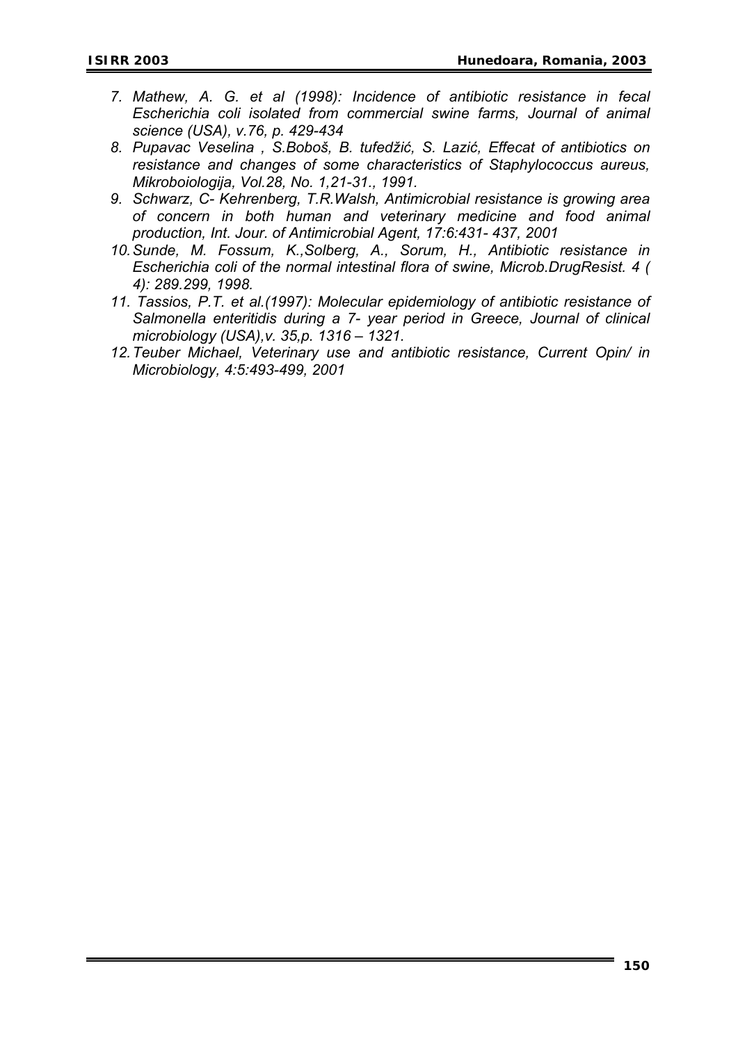7. *Mathew, A. G. et al (1998): Incidence of antibiotic resistance in fecal Escherichia coli isolated from commercial swine farms, Journal of animal science (USA), v.76, p. 429-434*
8. *Pupavac Veselina , S.Boboš, B. tufedžić, S. Lazić, Effecat of antibiotics on resistance and changes of some characteristics of Staphylococcus aureus, Mikroboiologija, Vol.28, No. 1,21-31., 1991.*
9. *Schwarz, C- Kehrenberg, T.R.Walsh, Antimicrobial resistance is growing area of concern in both human and veterinary medicine and food animal production, Int. Jour. of Antimicrobial Agent, 17:6:431- 437, 2001*
10. *Sunde, M. Fossum, K.,Solberg, A., Sorum, H., Antibiotic resistance in Escherichia coli of the normal intestinal flora of swine, Microb.DrugResist. 4 ( 4): 289.299, 1998.*
11. *Tassios, P.T. et al.(1997): Molecular epidemiology of antibiotic resistance of Salmonella enteritidis during a 7- year period in Greece, Journal of clinical microbiology (USA),v. 35,p. 1316 – 1321.*
12. *Teuber Michael, Veterinary use and antibiotic resistance, Current Opin/ in Microbiology, 4:5:493-499, 2001*